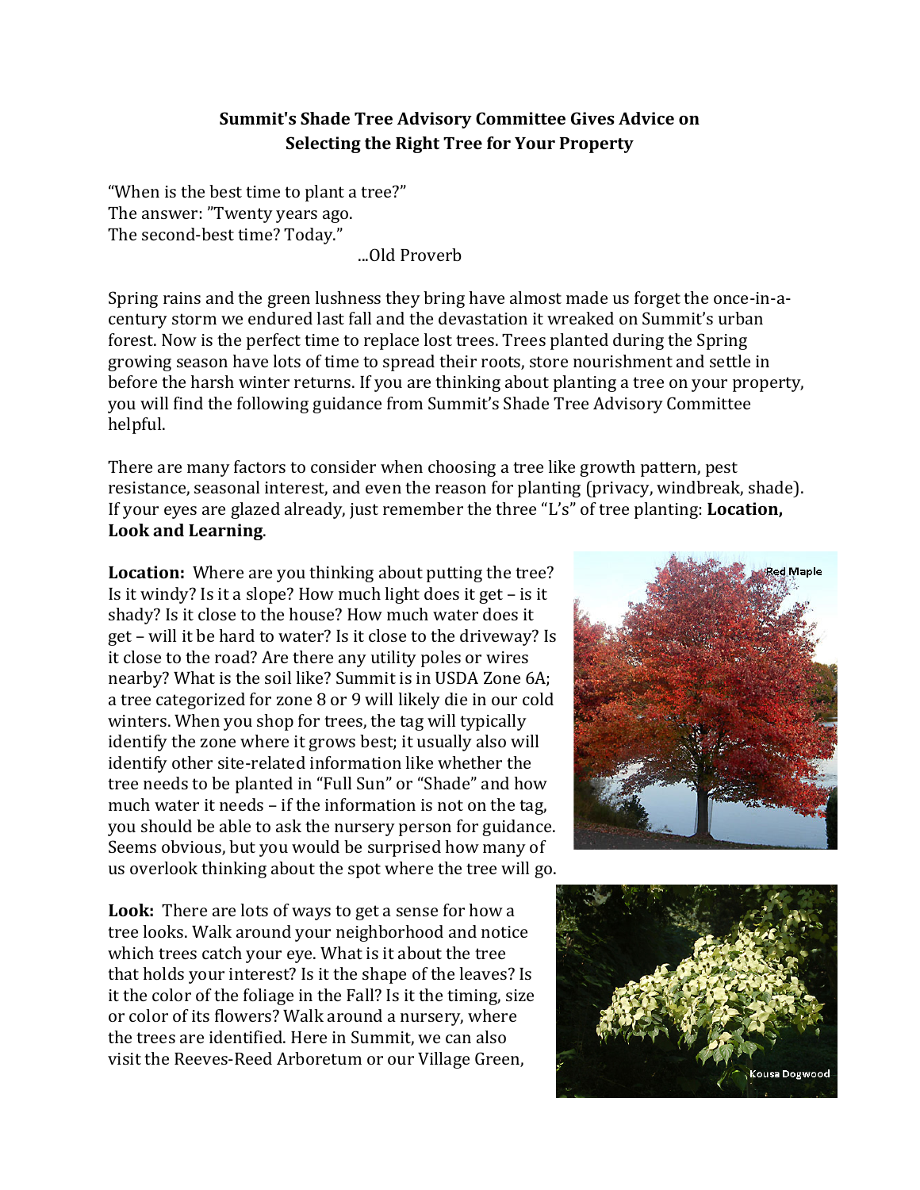**Summit's Shade Tree Advisory Committee Gives Advice on Selecting the Right Tree for Your Property**

"When is the best time to plant a tree?"
The answer: "Twenty years ago.
The second-best time? Today."

...Old Proverb

Spring rains and the green lushness they bring have almost made us forget the once-in-a-century storm we endured last fall and the devastation it wreaked on Summit's urban forest. Now is the perfect time to replace lost trees. Trees planted during the Spring growing season have lots of time to spread their roots, store nourishment and settle in before the harsh winter returns. If you are thinking about planting a tree on your property, you will find the following guidance from Summit's Shade Tree Advisory Committee helpful.

There are many factors to consider when choosing a tree like growth pattern, pest resistance, seasonal interest, and even the reason for planting (privacy, windbreak, shade). If your eyes are glazed already, just remember the three "L's" of tree planting: **Location, Look and Learning**.

**Location:** Where are you thinking about putting the tree? Is it windy? Is it a slope? How much light does it get – is it shady? Is it close to the house? How much water does it get – will it be hard to water? Is it close to the driveway? Is it close to the road? Are there any utility poles or wires nearby? What is the soil like? Summit is in USDA Zone 6A; a tree categorized for zone 8 or 9 will likely die in our cold winters. When you shop for trees, the tag will typically identify the zone where it grows best; it usually also will identify other site-related information like whether the tree needs to be planted in "Full Sun" or "Shade" and how much water it needs – if the information is not on the tag, you should be able to ask the nursery person for guidance. Seems obvious, but you would be surprised how many of us overlook thinking about the spot where the tree will go.

Red Maple

**Look:** There are lots of ways to get a sense for how a tree looks. Walk around your neighborhood and notice which trees catch your eye. What is it about the tree that holds your interest? Is it the shape of the leaves? Is it the color of the foliage in the Fall? Is it the timing, size or color of its flowers? Walk around a nursery, where the trees are identified. Here in Summit, we can also visit the Reeves-Reed Arboretum or our Village Green,

Kousa Dogwood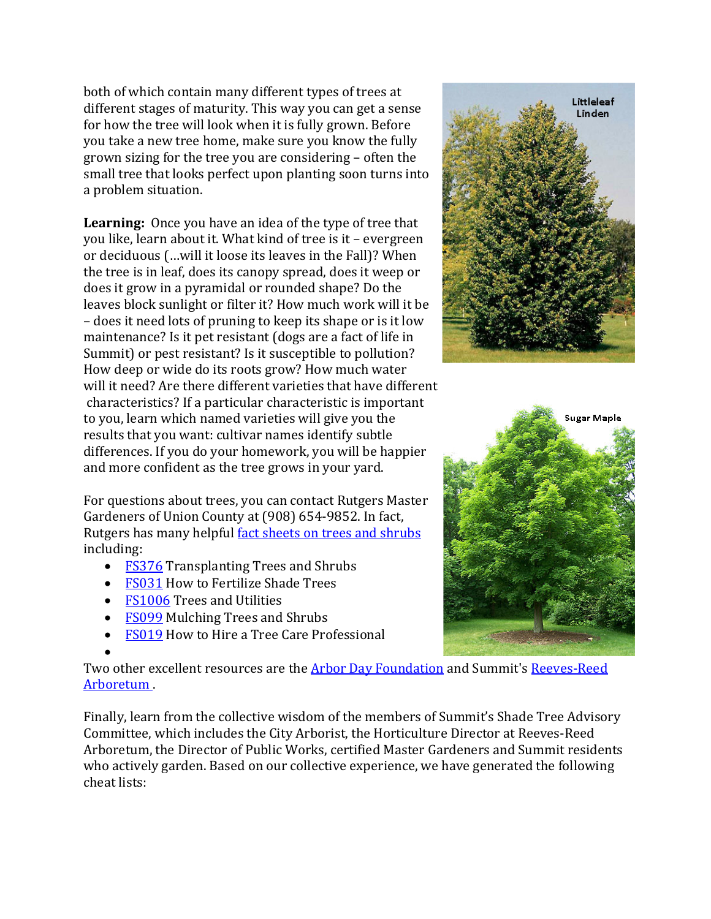both of which contain many different types of trees at different stages of maturity. This way you can get a sense for how the tree will look when it is fully grown. Before you take a new tree home, make sure you know the fully grown sizing for the tree you are considering – often the small tree that looks perfect upon planting soon turns into a problem situation.

**Learning:** Once you have an idea of the type of tree that you like, learn about it. What kind of tree is it – evergreen or deciduous (…will it loose its leaves in the Fall)? When the tree is in leaf, does its canopy spread, does it weep or does it grow in a pyramidal or rounded shape? Do the leaves block sunlight or filter it? How much work will it be – does it need lots of pruning to keep its shape or is it low maintenance? Is it pet resistant (dogs are a fact of life in Summit) or pest resistant? Is it susceptible to pollution? How deep or wide do its roots grow? How much water will it need? Are there different varieties that have different characteristics? If a particular characteristic is important to you, learn which named varieties will give you the results that you want: cultivar names identify subtle differences. If you do your homework, you will be happier and more confident as the tree grows in your yard.

For questions about trees, you can contact Rutgers Master Gardeners of Union County at (908) 654-9852. In fact, Rutgers has many helpful fact sheets on trees and shrubs including:

- FS376 Transplanting Trees and Shrubs
- FS031 How to Fertilize Shade Trees
- FS1006 Trees and Utilities
- FS099 Mulching Trees and Shrubs
- FS019 How to Hire a Tree Care Professional

Two other excellent resources are the Arbor Day Foundation and Summit's Reeves-Reed Arboretum.

Littleleaf Linden

Sugar Maple

Finally, learn from the collective wisdom of the members of Summit's Shade Tree Advisory Committee, which includes the City Arborist, the Horticulture Director at Reeves-Reed Arboretum, the Director of Public Works, certified Master Gardeners and Summit residents who actively garden. Based on our collective experience, we have generated the following cheat lists: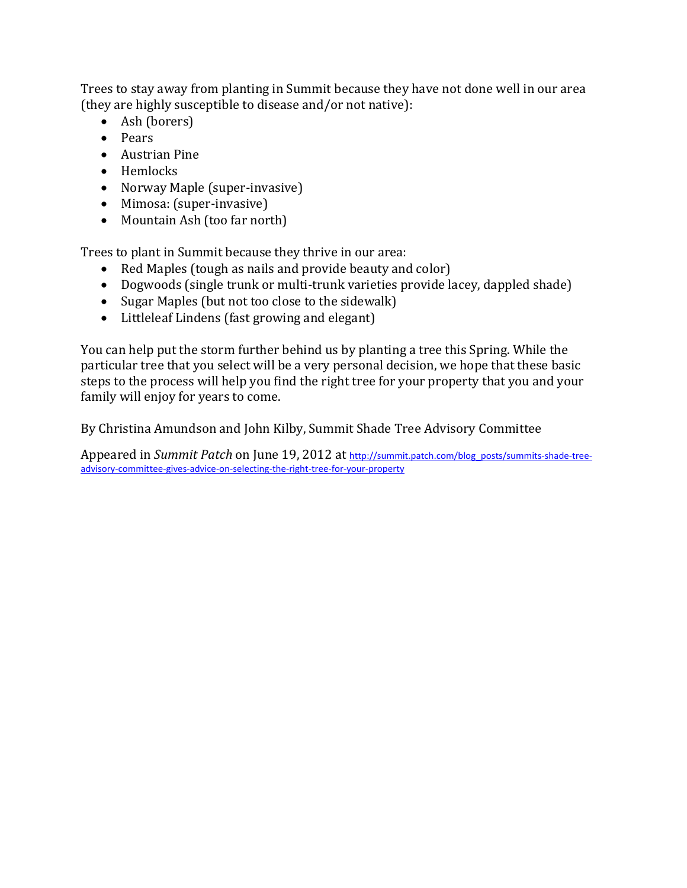Trees to stay away from planting in Summit because they have not done well in our area (they are highly susceptible to disease and/or not native):

- Ash (borers)
- Pears
- Austrian Pine
- Hemlocks
- Norway Maple (super-invasive)
- Mimosa: (super-invasive)
- Mountain Ash (too far north)

Trees to plant in Summit because they thrive in our area:

- Red Maples (tough as nails and provide beauty and color)
- Dogwoods (single trunk or multi-trunk varieties provide lacey, dappled shade)
- Sugar Maples (but not too close to the sidewalk)
- Littleleaf Lindens (fast growing and elegant)

You can help put the storm further behind us by planting a tree this Spring. While the particular tree that you select will be a very personal decision, we hope that these basic steps to the process will help you find the right tree for your property that you and your family will enjoy for years to come.

By Christina Amundson and John Kilby, Summit Shade Tree Advisory Committee

Appeared in *Summit Patch* on June 19, 2012 at http://summit.patch.com/blog_posts/summits-shade-tree-advisory-committee-gives-advice-on-selecting-the-right-tree-for-your-property